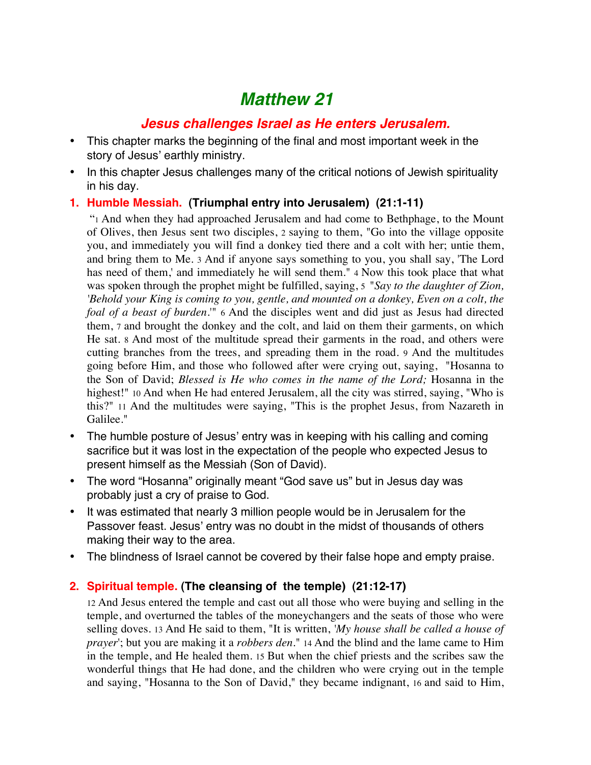# Matthew 21

## *Jesus challenges Israel as He enters Jerusalem.*

- This chapter marks the beginning of the final and most important week in the story of Jesus' earthly ministry.
- In this chapter Jesus challenges many of the critical notions of Jewish spirituality in his day.

### 1. Humble Messiah. (Triumphal entry into Jerusalem) (21:1-11)

"1 And when they had approached Jerusalem and had come to Bethphage, to the Mount of Olives, then Jesus sent two disciples, 2 saying to them, "Go into the village opposite you, and immediately you will find a donkey tied there and a colt with her; untie them, and bring them to Me. 3 And if anyone says something to you, you shall say, 'The Lord has need of them,' and immediately he will send them." 4 Now this took place that what was spoken through the prophet might be fulfilled, saying, 5 "*Say to the daughter of Zion, 'Behold your King is coming to you, gentle, and mounted on a donkey, Even on a colt, the foal of a beast of burden.*'" 6 And the disciples went and did just as Jesus had directed them, 7 and brought the donkey and the colt, and laid on them their garments, on which He sat. 8 And most of the multitude spread their garments in the road, and others were cutting branches from the trees, and spreading them in the road. 9 And the multitudes going before Him, and those who followed after were crying out, saying, "Hosanna to the Son of David; *Blessed is He who comes in the name of the Lord;* Hosanna in the highest!" 10 And when He had entered Jerusalem, all the city was stirred, saying, "Who is this?" 11 And the multitudes were saying, "This is the prophet Jesus, from Nazareth in Galilee."

- The humble posture of Jesus' entry was in keeping with his calling and coming sacrifice but it was lost in the expectation of the people who expected Jesus to present himself as the Messiah (Son of David).
- The word "Hosanna" originally meant "God save us" but in Jesus day was probably just a cry of praise to God.
- It was estimated that nearly 3 million people would be in Jerusalem for the Passover feast. Jesus' entry was no doubt in the midst of thousands of others making their way to the area.
- The blindness of Israel cannot be covered by their false hope and empty praise.

### 2. Spiritual temple. (The cleansing of the temple) (21:12-17)

12 And Jesus entered the temple and cast out all those who were buying and selling in the temple, and overturned the tables of the moneychangers and the seats of those who were selling doves. 13 And He said to them, "It is written, '*My house shall be called a house of prayer*'; but you are making it a *robbers den*." 14 And the blind and the lame came to Him in the temple, and He healed them. 15 But when the chief priests and the scribes saw the wonderful things that He had done, and the children who were crying out in the temple and saying, "Hosanna to the Son of David," they became indignant, 16 and said to Him,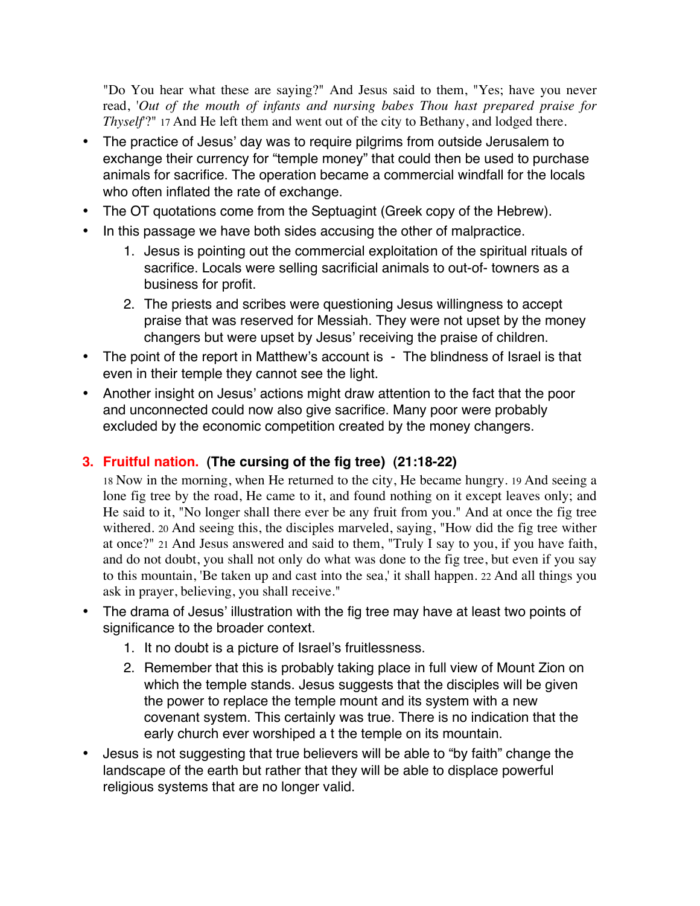"Do You hear what these are saying?" And Jesus said to them, "Yes; have you never read, '*Out of the mouth of infants and nursing babes Thou hast prepared praise for Thyself*'?" 17 And He left them and went out of the city to Bethany, and lodged there.

- The practice of Jesus' day was to require pilgrims from outside Jerusalem to exchange their currency for "temple money" that could then be used to purchase animals for sacrifice. The operation became a commercial windfall for the locals who often inflated the rate of exchange.
- The OT quotations come from the Septuagint (Greek copy of the Hebrew).
- In this passage we have both sides accusing the other of malpractice.
    1. Jesus is pointing out the commercial exploitation of the spiritual rituals of sacrifice. Locals were selling sacrificial animals to out-of- towners as a business for profit.
    2. The priests and scribes were questioning Jesus willingness to accept praise that was reserved for Messiah. They were not upset by the money changers but were upset by Jesus' receiving the praise of children.
- The point of the report in Matthew's account is - The blindness of Israel is that even in their temple they cannot see the light.
- Another insight on Jesus' actions might draw attention to the fact that the poor and unconnected could now also give sacrifice. Many poor were probably excluded by the economic competition created by the money changers.

## 3. Fruitful nation. (The cursing of the fig tree) (21:18-22)

18 Now in the morning, when He returned to the city, He became hungry. 19 And seeing a lone fig tree by the road, He came to it, and found nothing on it except leaves only; and He said to it, "No longer shall there ever be any fruit from you." And at once the fig tree withered. 20 And seeing this, the disciples marveled, saying, "How did the fig tree wither at once?" 21 And Jesus answered and said to them, "Truly I say to you, if you have faith, and do not doubt, you shall not only do what was done to the fig tree, but even if you say to this mountain, 'Be taken up and cast into the sea,' it shall happen. 22 And all things you ask in prayer, believing, you shall receive."

- The drama of Jesus' illustration with the fig tree may have at least two points of significance to the broader context.
    1. It no doubt is a picture of Israel's fruitlessness.
    2. Remember that this is probably taking place in full view of Mount Zion on which the temple stands. Jesus suggests that the disciples will be given the power to replace the temple mount and its system with a new covenant system. This certainly was true. There is no indication that the early church ever worshiped a t the temple on its mountain.
- Jesus is not suggesting that true believers will be able to "by faith" change the landscape of the earth but rather that they will be able to displace powerful religious systems that are no longer valid.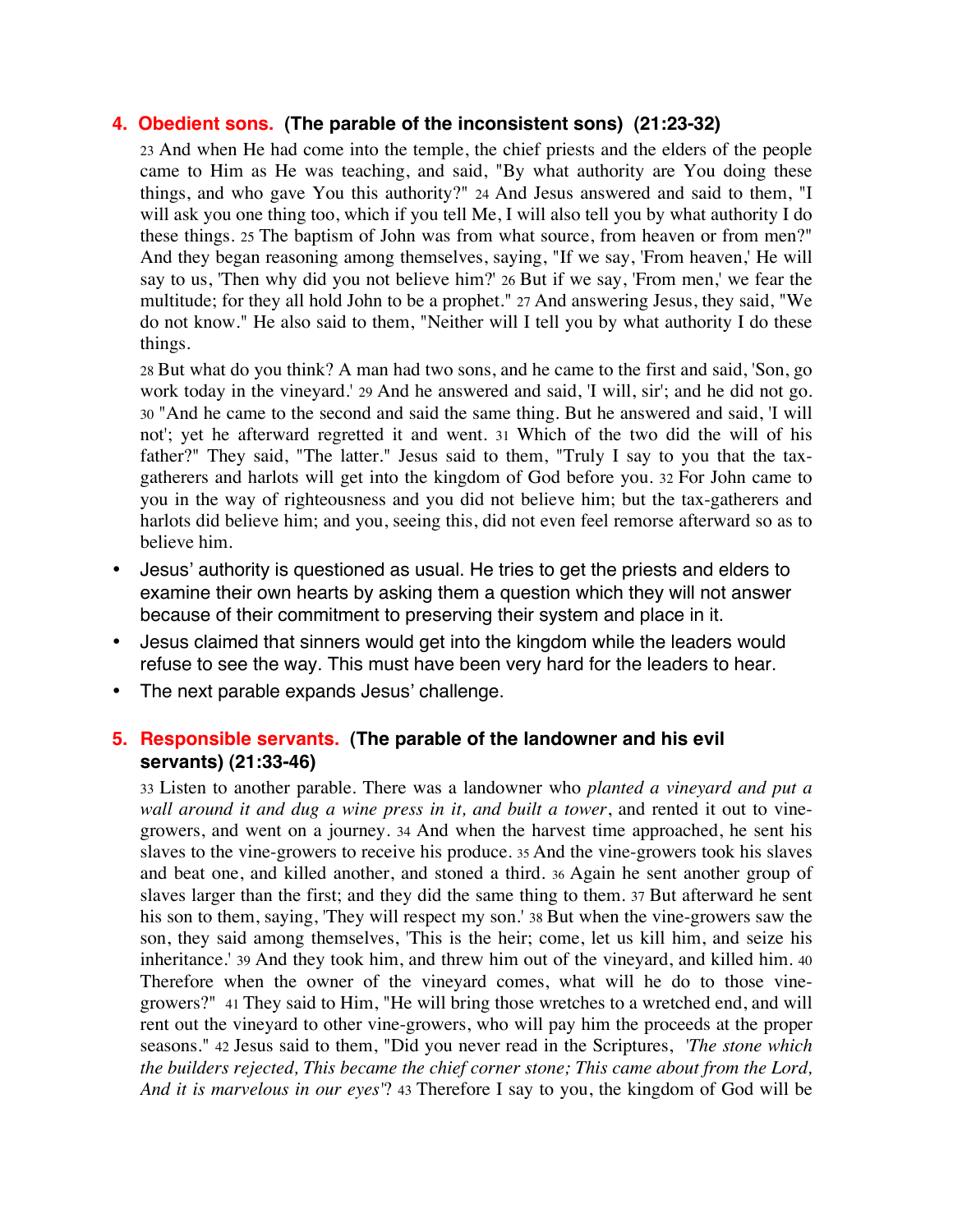## 4. Obedient sons. (The parable of the inconsistent sons) (21:23-32)

23 And when He had come into the temple, the chief priests and the elders of the people came to Him as He was teaching, and said, "By what authority are You doing these things, and who gave You this authority?" 24 And Jesus answered and said to them, "I will ask you one thing too, which if you tell Me, I will also tell you by what authority I do these things. 25 The baptism of John was from what source, from heaven or from men?" And they began reasoning among themselves, saying, "If we say, 'From heaven,' He will say to us, 'Then why did you not believe him?' 26 But if we say, 'From men,' we fear the multitude; for they all hold John to be a prophet." 27 And answering Jesus, they said, "We do not know." He also said to them, "Neither will I tell you by what authority I do these things.

28 But what do you think? A man had two sons, and he came to the first and said, 'Son, go work today in the vineyard.' 29 And he answered and said, 'I will, sir'; and he did not go. 30 "And he came to the second and said the same thing. But he answered and said, 'I will not'; yet he afterward regretted it and went. 31 Which of the two did the will of his father?" They said, "The latter." Jesus said to them, "Truly I say to you that the tax-gatherers and harlots will get into the kingdom of God before you. 32 For John came to you in the way of righteousness and you did not believe him; but the tax-gatherers and harlots did believe him; and you, seeing this, did not even feel remorse afterward so as to believe him.

- Jesus' authority is questioned as usual. He tries to get the priests and elders to examine their own hearts by asking them a question which they will not answer because of their commitment to preserving their system and place in it.
- Jesus claimed that sinners would get into the kingdom while the leaders would refuse to see the way. This must have been very hard for the leaders to hear.
- The next parable expands Jesus' challenge.

## 5. Responsible servants. (The parable of the landowner and his evil servants) (21:33-46)

33 Listen to another parable. There was a landowner who *planted a vineyard and put a wall around it and dug a wine press in it, and built a tower*, and rented it out to vine-growers, and went on a journey. 34 And when the harvest time approached, he sent his slaves to the vine-growers to receive his produce. 35 And the vine-growers took his slaves and beat one, and killed another, and stoned a third. 36 Again he sent another group of slaves larger than the first; and they did the same thing to them. 37 But afterward he sent his son to them, saying, 'They will respect my son.' 38 But when the vine-growers saw the son, they said among themselves, 'This is the heir; come, let us kill him, and seize his inheritance.' 39 And they took him, and threw him out of the vineyard, and killed him. 40 Therefore when the owner of the vineyard comes, what will he do to those vine-growers?" 41 They said to Him, "He will bring those wretches to a wretched end, and will rent out the vineyard to other vine-growers, who will pay him the proceeds at the proper seasons." 42 Jesus said to them, "Did you never read in the Scriptures, *'The stone which the builders rejected, This became the chief corner stone; This came about from the Lord, And it is marvelous in our eyes'*? 43 Therefore I say to you, the kingdom of God will be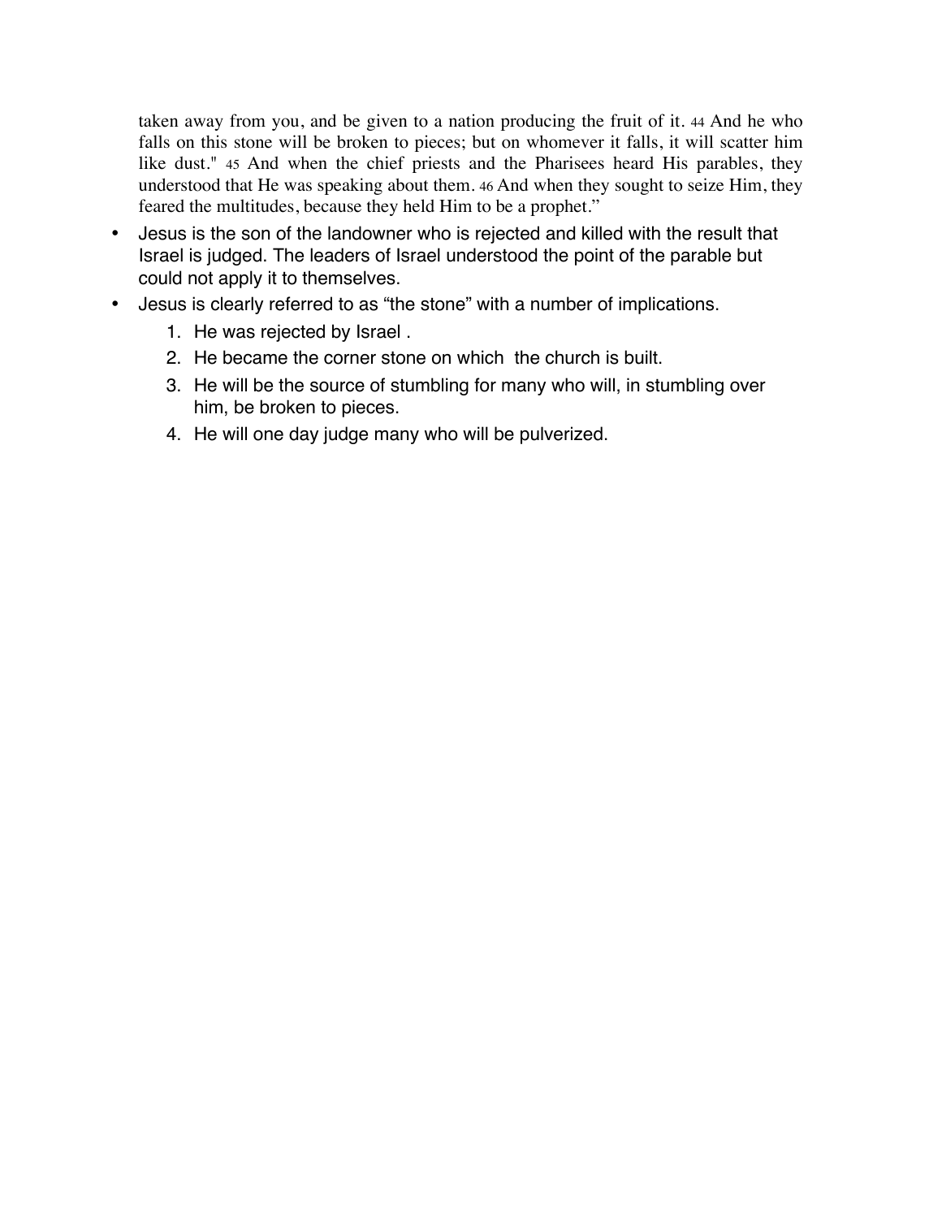taken away from you, and be given to a nation producing the fruit of it. 44 And he who falls on this stone will be broken to pieces; but on whomever it falls, it will scatter him like dust." 45 And when the chief priests and the Pharisees heard His parables, they understood that He was speaking about them. 46 And when they sought to seize Him, they feared the multitudes, because they held Him to be a prophet."

- Jesus is the son of the landowner who is rejected and killed with the result that Israel is judged. The leaders of Israel understood the point of the parable but could not apply it to themselves.
- Jesus is clearly referred to as "the stone" with a number of implications.
  1. He was rejected by Israel .
  2. He became the corner stone on which the church is built.
  3. He will be the source of stumbling for many who will, in stumbling over him, be broken to pieces.
  4. He will one day judge many who will be pulverized.